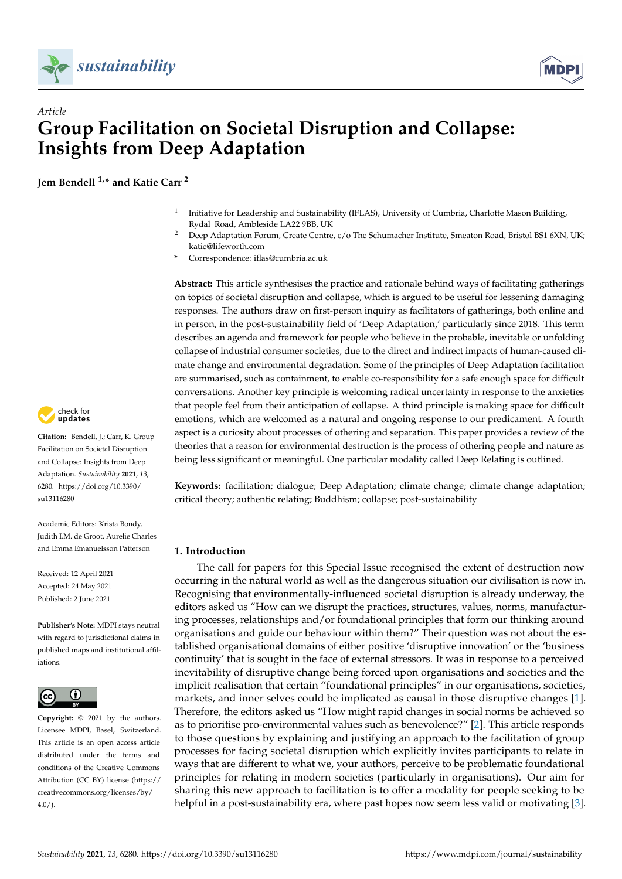Article

# Group Facilitation on Societal Disruption and Collapse: Insights from Deep Adaptation

**Jem Bendell [1,*] and Katie Carr [2]**

[1] Initiative for Leadership and Sustainability (IFLAS), University of Cumbria, Charlotte Mason Building, Rydal Road, Ambleside LA22 9BB, UK

[2] Deep Adaptation Forum, Create Centre, c/o The Schumacher Institute, Smeaton Road, Bristol BS1 6XN, UK; katie@lifeworth.com

[*] Correspondence: iflas@cumbria.ac.uk

**Abstract:** This article synthesises the practice and rationale behind ways of facilitating gatherings on topics of societal disruption and collapse, which is argued to be useful for lessening damaging responses. The authors draw on first-person inquiry as facilitators of gatherings, both online and in person, in the post-sustainability field of 'Deep Adaptation,' particularly since 2018. This term describes an agenda and framework for people who believe in the probable, inevitable or unfolding collapse of industrial consumer societies, due to the direct and indirect impacts of human-caused climate change and environmental degradation. Some of the principles of Deep Adaptation facilitation are summarised, such as containment, to enable co-responsibility for a safe enough space for difficult conversations. Another key principle is welcoming radical uncertainty in response to the anxieties that people feel from their anticipation of collapse. A third principle is making space for difficult emotions, which are welcomed as a natural and ongoing response to our predicament. A fourth aspect is a curiosity about processes of othering and separation. This paper provides a review of the theories that a reason for environmental destruction is the process of othering people and nature as being less significant or meaningful. One particular modality called Deep Relating is outlined.

**Keywords:** facilitation; dialogue; Deep Adaptation; climate change; climate change adaptation; critical theory; authentic relating; Buddhism; collapse; post-sustainability

**Citation:** Bendell, J.; Carr, K. Group Facilitation on Societal Disruption and Collapse: Insights from Deep Adaptation. *Sustainability* **2021**, *13*, 6280. https://doi.org/10.3390/su13116280

Academic Editors: Krista Bondy, Judith I.M. de Groot, Aurelie Charles and Emma Emanuelsson Patterson

Received: 12 April 2021
Accepted: 24 May 2021
Published: 2 June 2021

**Publisher's Note:** MDPI stays neutral with regard to jurisdictional claims in published maps and institutional affiliations.

**Copyright:** © 2021 by the authors. Licensee MDPI, Basel, Switzerland. This article is an open access article distributed under the terms and conditions of the Creative Commons Attribution (CC BY) license (https://creativecommons.org/licenses/by/4.0/).

## 1. Introduction

The call for papers for this Special Issue recognised the extent of destruction now occurring in the natural world as well as the dangerous situation our civilisation is now in. Recognising that environmentally-influenced societal disruption is already underway, the editors asked us "How can we disrupt the practices, structures, values, norms, manufacturing processes, relationships and/or foundational principles that form our thinking around organisations and guide our behaviour within them?" Their question was not about the established organisational domains of either positive 'disruptive innovation' or the 'business continuity' that is sought in the face of external stressors. It was in response to a perceived inevitability of disruptive change being forced upon organisations and societies and the implicit realisation that certain "foundational principles" in our organisations, societies, markets, and inner selves could be implicated as causal in those disruptive changes [1]. Therefore, the editors asked us "How might rapid changes in social norms be achieved so as to prioritise pro-environmental values such as benevolence?" [2]. This article responds to those questions by explaining and justifying an approach to the facilitation of group processes for facing societal disruption which explicitly invites participants to relate in ways that are different to what we, your authors, perceive to be problematic foundational principles for relating in modern societies (particularly in organisations). Our aim for sharing this new approach to facilitation is to offer a modality for people seeking to be helpful in a post-sustainability era, where past hopes now seem less valid or motivating [3].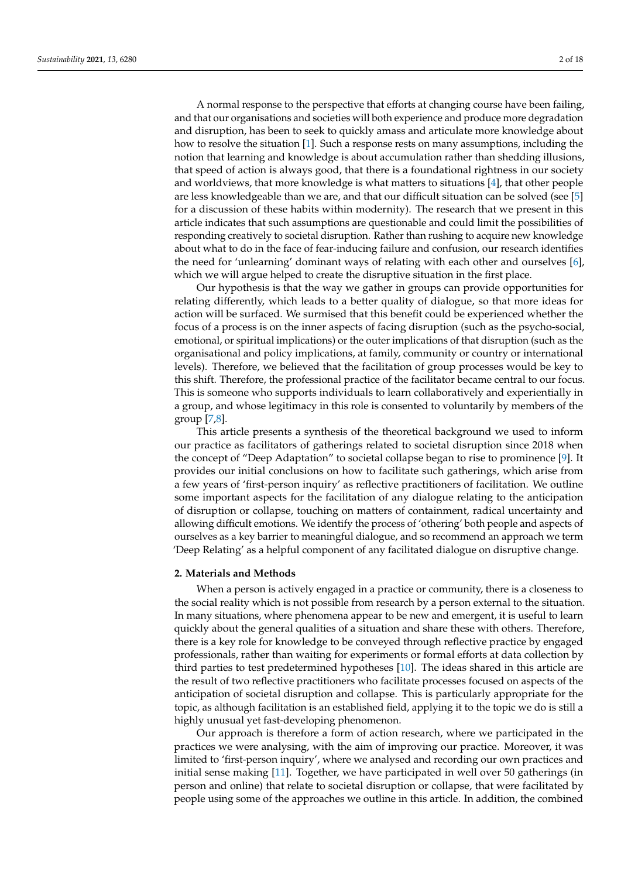A normal response to the perspective that efforts at changing course have been failing, and that our organisations and societies will both experience and produce more degradation and disruption, has been to seek to quickly amass and articulate more knowledge about how to resolve the situation [1]. Such a response rests on many assumptions, including the notion that learning and knowledge is about accumulation rather than shedding illusions, that speed of action is always good, that there is a foundational rightness in our society and worldviews, that more knowledge is what matters to situations [4], that other people are less knowledgeable than we are, and that our difficult situation can be solved (see [5] for a discussion of these habits within modernity). The research that we present in this article indicates that such assumptions are questionable and could limit the possibilities of responding creatively to societal disruption. Rather than rushing to acquire new knowledge about what to do in the face of fear-inducing failure and confusion, our research identifies the need for 'unlearning' dominant ways of relating with each other and ourselves [6], which we will argue helped to create the disruptive situation in the first place.

Our hypothesis is that the way we gather in groups can provide opportunities for relating differently, which leads to a better quality of dialogue, so that more ideas for action will be surfaced. We surmised that this benefit could be experienced whether the focus of a process is on the inner aspects of facing disruption (such as the psycho-social, emotional, or spiritual implications) or the outer implications of that disruption (such as the organisational and policy implications, at family, community or country or international levels). Therefore, we believed that the facilitation of group processes would be key to this shift. Therefore, the professional practice of the facilitator became central to our focus. This is someone who supports individuals to learn collaboratively and experientially in a group, and whose legitimacy in this role is consented to voluntarily by members of the group [7,8].

This article presents a synthesis of the theoretical background we used to inform our practice as facilitators of gatherings related to societal disruption since 2018 when the concept of "Deep Adaptation" to societal collapse began to rise to prominence [9]. It provides our initial conclusions on how to facilitate such gatherings, which arise from a few years of 'first-person inquiry' as reflective practitioners of facilitation. We outline some important aspects for the facilitation of any dialogue relating to the anticipation of disruption or collapse, touching on matters of containment, radical uncertainty and allowing difficult emotions. We identify the process of 'othering' both people and aspects of ourselves as a key barrier to meaningful dialogue, and so recommend an approach we term 'Deep Relating' as a helpful component of any facilitated dialogue on disruptive change.

## 2. Materials and Methods

When a person is actively engaged in a practice or community, there is a closeness to the social reality which is not possible from research by a person external to the situation. In many situations, where phenomena appear to be new and emergent, it is useful to learn quickly about the general qualities of a situation and share these with others. Therefore, there is a key role for knowledge to be conveyed through reflective practice by engaged professionals, rather than waiting for experiments or formal efforts at data collection by third parties to test predetermined hypotheses [10]. The ideas shared in this article are the result of two reflective practitioners who facilitate processes focused on aspects of the anticipation of societal disruption and collapse. This is particularly appropriate for the topic, as although facilitation is an established field, applying it to the topic we do is still a highly unusual yet fast-developing phenomenon.

Our approach is therefore a form of action research, where we participated in the practices we were analysing, with the aim of improving our practice. Moreover, it was limited to 'first-person inquiry', where we analysed and recording our own practices and initial sense making [11]. Together, we have participated in well over 50 gatherings (in person and online) that relate to societal disruption or collapse, that were facilitated by people using some of the approaches we outline in this article. In addition, the combined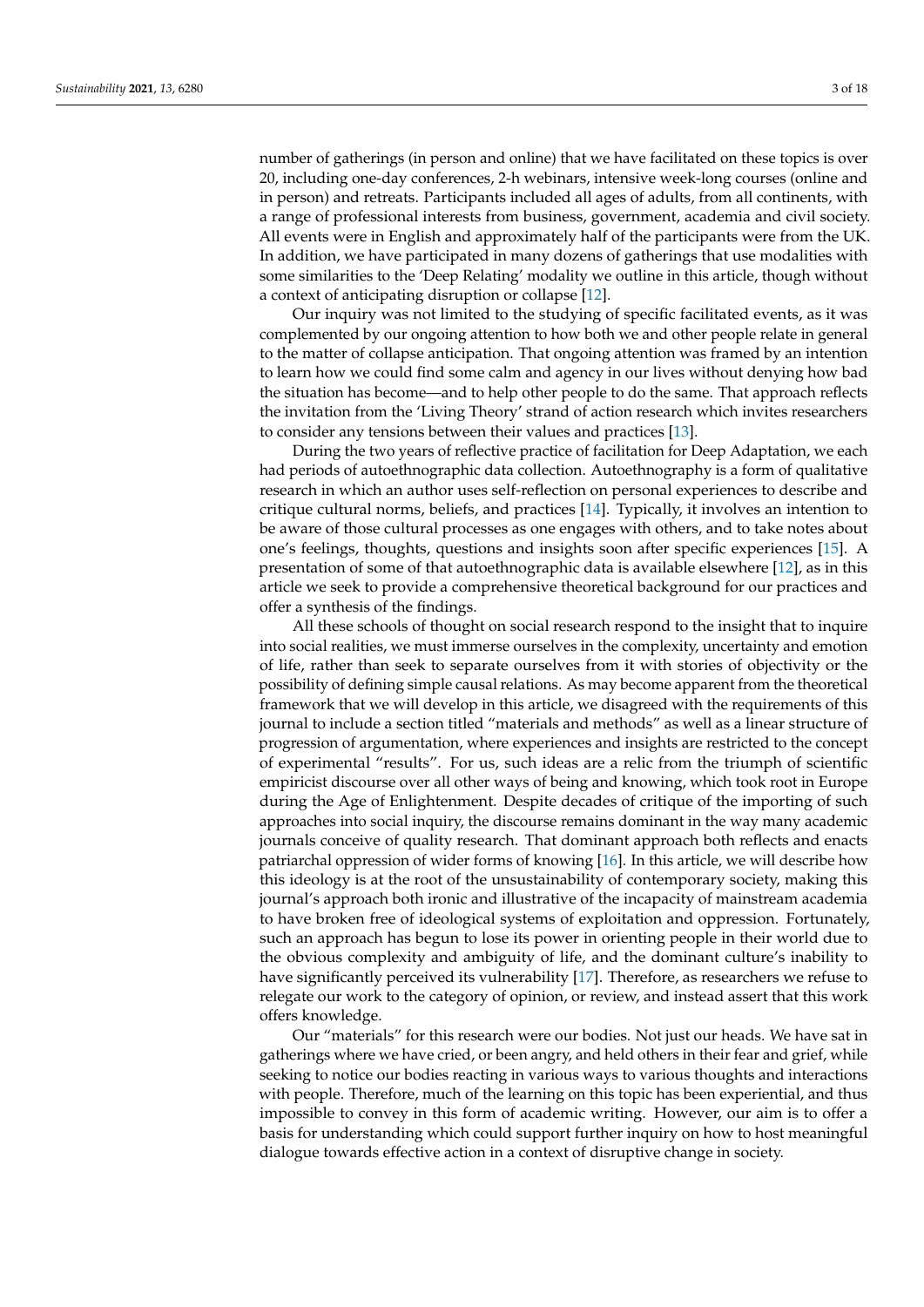number of gatherings (in person and online) that we have facilitated on these topics is over 20, including one-day conferences, 2-h webinars, intensive week-long courses (online and in person) and retreats. Participants included all ages of adults, from all continents, with a range of professional interests from business, government, academia and civil society. All events were in English and approximately half of the participants were from the UK. In addition, we have participated in many dozens of gatherings that use modalities with some similarities to the 'Deep Relating' modality we outline in this article, though without a context of anticipating disruption or collapse [12].

Our inquiry was not limited to the studying of specific facilitated events, as it was complemented by our ongoing attention to how both we and other people relate in general to the matter of collapse anticipation. That ongoing attention was framed by an intention to learn how we could find some calm and agency in our lives without denying how bad the situation has become—and to help other people to do the same. That approach reflects the invitation from the 'Living Theory' strand of action research which invites researchers to consider any tensions between their values and practices [13].

During the two years of reflective practice of facilitation for Deep Adaptation, we each had periods of autoethnographic data collection. Autoethnography is a form of qualitative research in which an author uses self-reflection on personal experiences to describe and critique cultural norms, beliefs, and practices [14]. Typically, it involves an intention to be aware of those cultural processes as one engages with others, and to take notes about one's feelings, thoughts, questions and insights soon after specific experiences [15]. A presentation of some of that autoethnographic data is available elsewhere [12], as in this article we seek to provide a comprehensive theoretical background for our practices and offer a synthesis of the findings.

All these schools of thought on social research respond to the insight that to inquire into social realities, we must immerse ourselves in the complexity, uncertainty and emotion of life, rather than seek to separate ourselves from it with stories of objectivity or the possibility of defining simple causal relations. As may become apparent from the theoretical framework that we will develop in this article, we disagreed with the requirements of this journal to include a section titled "materials and methods" as well as a linear structure of progression of argumentation, where experiences and insights are restricted to the concept of experimental "results". For us, such ideas are a relic from the triumph of scientific empiricist discourse over all other ways of being and knowing, which took root in Europe during the Age of Enlightenment. Despite decades of critique of the importing of such approaches into social inquiry, the discourse remains dominant in the way many academic journals conceive of quality research. That dominant approach both reflects and enacts patriarchal oppression of wider forms of knowing [16]. In this article, we will describe how this ideology is at the root of the unsustainability of contemporary society, making this journal's approach both ironic and illustrative of the incapacity of mainstream academia to have broken free of ideological systems of exploitation and oppression. Fortunately, such an approach has begun to lose its power in orienting people in their world due to the obvious complexity and ambiguity of life, and the dominant culture's inability to have significantly perceived its vulnerability [17]. Therefore, as researchers we refuse to relegate our work to the category of opinion, or review, and instead assert that this work offers knowledge.

Our "materials" for this research were our bodies. Not just our heads. We have sat in gatherings where we have cried, or been angry, and held others in their fear and grief, while seeking to notice our bodies reacting in various ways to various thoughts and interactions with people. Therefore, much of the learning on this topic has been experiential, and thus impossible to convey in this form of academic writing. However, our aim is to offer a basis for understanding which could support further inquiry on how to host meaningful dialogue towards effective action in a context of disruptive change in society.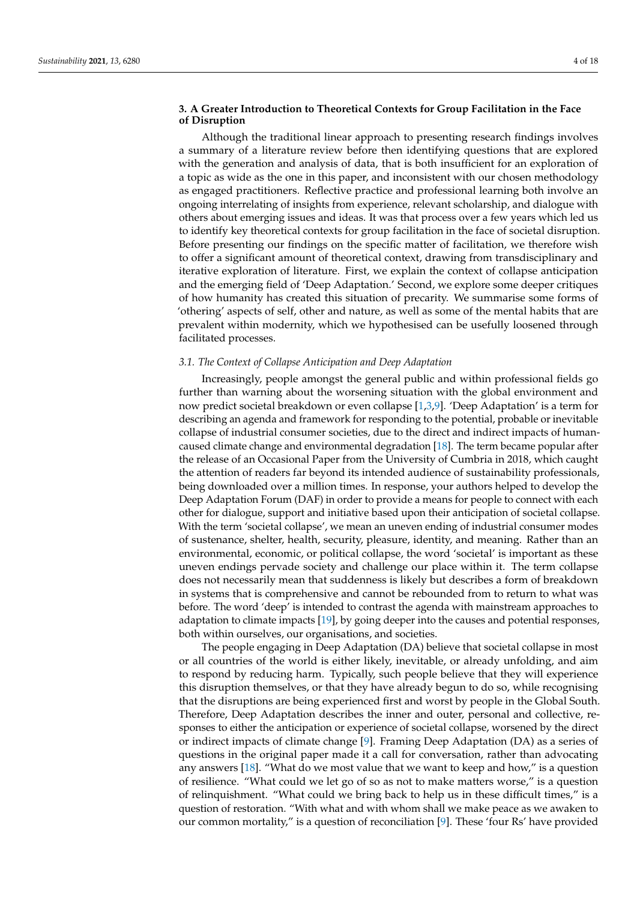### 3. A Greater Introduction to Theoretical Contexts for Group Facilitation in the Face of Disruption

Although the traditional linear approach to presenting research findings involves a summary of a literature review before then identifying questions that are explored with the generation and analysis of data, that is both insufficient for an exploration of a topic as wide as the one in this paper, and inconsistent with our chosen methodology as engaged practitioners. Reflective practice and professional learning both involve an ongoing interrelating of insights from experience, relevant scholarship, and dialogue with others about emerging issues and ideas. It was that process over a few years which led us to identify key theoretical contexts for group facilitation in the face of societal disruption. Before presenting our findings on the specific matter of facilitation, we therefore wish to offer a significant amount of theoretical context, drawing from transdisciplinary and iterative exploration of literature. First, we explain the context of collapse anticipation and the emerging field of 'Deep Adaptation.' Second, we explore some deeper critiques of how humanity has created this situation of precarity. We summarise some forms of 'othering' aspects of self, other and nature, as well as some of the mental habits that are prevalent within modernity, which we hypothesised can be usefully loosened through facilitated processes.

#### *3.1. The Context of Collapse Anticipation and Deep Adaptation*

Increasingly, people amongst the general public and within professional fields go further than warning about the worsening situation with the global environment and now predict societal breakdown or even collapse [1,3,9]. 'Deep Adaptation' is a term for describing an agenda and framework for responding to the potential, probable or inevitable collapse of industrial consumer societies, due to the direct and indirect impacts of human-caused climate change and environmental degradation [18]. The term became popular after the release of an Occasional Paper from the University of Cumbria in 2018, which caught the attention of readers far beyond its intended audience of sustainability professionals, being downloaded over a million times. In response, your authors helped to develop the Deep Adaptation Forum (DAF) in order to provide a means for people to connect with each other for dialogue, support and initiative based upon their anticipation of societal collapse. With the term 'societal collapse', we mean an uneven ending of industrial consumer modes of sustenance, shelter, health, security, pleasure, identity, and meaning. Rather than an environmental, economic, or political collapse, the word 'societal' is important as these uneven endings pervade society and challenge our place within it. The term collapse does not necessarily mean that suddenness is likely but describes a form of breakdown in systems that is comprehensive and cannot be rebounded from to return to what was before. The word 'deep' is intended to contrast the agenda with mainstream approaches to adaptation to climate impacts [19], by going deeper into the causes and potential responses, both within ourselves, our organisations, and societies.

The people engaging in Deep Adaptation (DA) believe that societal collapse in most or all countries of the world is either likely, inevitable, or already unfolding, and aim to respond by reducing harm. Typically, such people believe that they will experience this disruption themselves, or that they have already begun to do so, while recognising that the disruptions are being experienced first and worst by people in the Global South. Therefore, Deep Adaptation describes the inner and outer, personal and collective, responses to either the anticipation or experience of societal collapse, worsened by the direct or indirect impacts of climate change [9]. Framing Deep Adaptation (DA) as a series of questions in the original paper made it a call for conversation, rather than advocating any answers [18]. "What do we most value that we want to keep and how," is a question of resilience. "What could we let go of so as not to make matters worse," is a question of relinquishment. "What could we bring back to help us in these difficult times," is a question of restoration. "With what and with whom shall we make peace as we awaken to our common mortality," is a question of reconciliation [9]. These 'four Rs' have provided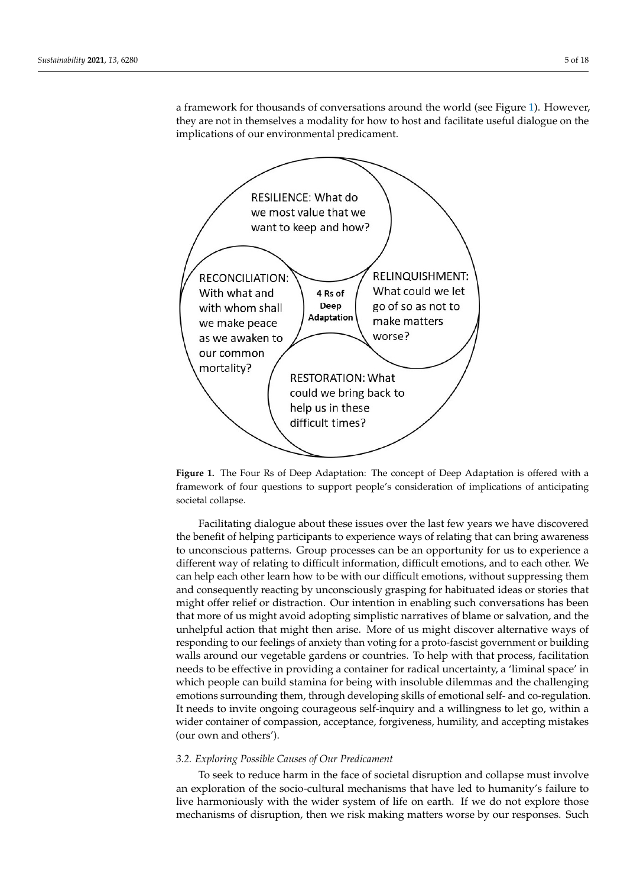a framework for thousands of conversations around the world (see Figure 1). However, they are not in themselves a modality for how to host and facilitate useful dialogue on the implications of our environmental predicament.

4 Rs of Deep Adaptation

RESILIENCE: What do we most value that we want to keep and how?

RELINQUISHMENT: What could we let go of so as not to make matters worse?

RESTORATION: What could we bring back to help us in these difficult times?

RECONCILIATION: With what and with whom shall we make peace as we awaken to our common mortality?

**Figure 1.** The Four Rs of Deep Adaptation: The concept of Deep Adaptation is offered with a framework of four questions to support people's consideration of implications of anticipating societal collapse.

Facilitating dialogue about these issues over the last few years we have discovered the benefit of helping participants to experience ways of relating that can bring awareness to unconscious patterns. Group processes can be an opportunity for us to experience a different way of relating to difficult information, difficult emotions, and to each other. We can help each other learn how to be with our difficult emotions, without suppressing them and consequently reacting by unconsciously grasping for habituated ideas or stories that might offer relief or distraction. Our intention in enabling such conversations has been that more of us might avoid adopting simplistic narratives of blame or salvation, and the unhelpful action that might then arise. More of us might discover alternative ways of responding to our feelings of anxiety than voting for a proto-fascist government or building walls around our vegetable gardens or countries. To help with that process, facilitation needs to be effective in providing a container for radical uncertainty, a 'liminal space' in which people can build stamina for being with insoluble dilemmas and the challenging emotions surrounding them, through developing skills of emotional self- and co-regulation. It needs to invite ongoing courageous self-inquiry and a willingness to let go, within a wider container of compassion, acceptance, forgiveness, humility, and accepting mistakes (our own and others').

### *3.2. Exploring Possible Causes of Our Predicament*

To seek to reduce harm in the face of societal disruption and collapse must involve an exploration of the socio-cultural mechanisms that have led to humanity's failure to live harmoniously with the wider system of life on earth. If we do not explore those mechanisms of disruption, then we risk making matters worse by our responses. Such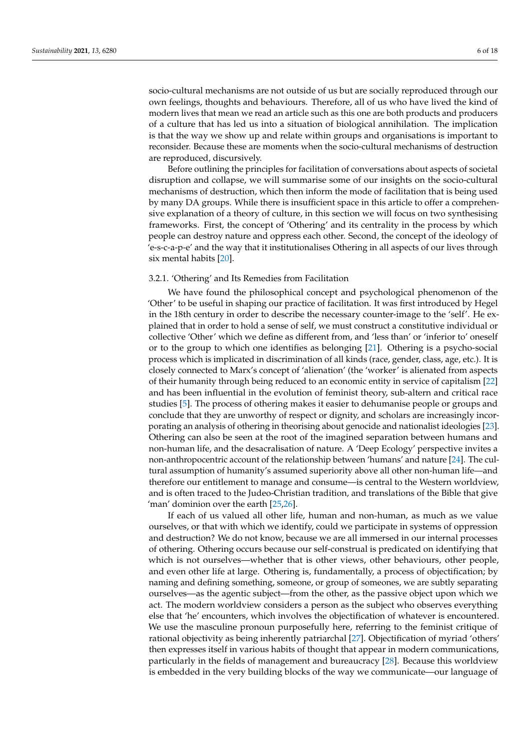socio-cultural mechanisms are not outside of us but are socially reproduced through our own feelings, thoughts and behaviours. Therefore, all of us who have lived the kind of modern lives that mean we read an article such as this one are both products and producers of a culture that has led us into a situation of biological annihilation. The implication is that the way we show up and relate within groups and organisations is important to reconsider. Because these are moments when the socio-cultural mechanisms of destruction are reproduced, discursively.

Before outlining the principles for facilitation of conversations about aspects of societal disruption and collapse, we will summarise some of our insights on the socio-cultural mechanisms of destruction, which then inform the mode of facilitation that is being used by many DA groups. While there is insufficient space in this article to offer a comprehensive explanation of a theory of culture, in this section we will focus on two synthesising frameworks. First, the concept of 'Othering' and its centrality in the process by which people can destroy nature and oppress each other. Second, the concept of the ideology of 'e-s-c-a-p-e' and the way that it institutionalises Othering in all aspects of our lives through six mental habits [20].

#### 3.2.1. 'Othering' and Its Remedies from Facilitation

We have found the philosophical concept and psychological phenomenon of the 'Other' to be useful in shaping our practice of facilitation. It was first introduced by Hegel in the 18th century in order to describe the necessary counter-image to the 'self'. He explained that in order to hold a sense of self, we must construct a constitutive individual or collective 'Other' which we define as different from, and 'less than' or 'inferior to' oneself or to the group to which one identifies as belonging [21]. Othering is a psycho-social process which is implicated in discrimination of all kinds (race, gender, class, age, etc.). It is closely connected to Marx's concept of 'alienation' (the 'worker' is alienated from aspects of their humanity through being reduced to an economic entity in service of capitalism [22] and has been influential in the evolution of feminist theory, sub-altern and critical race studies [5]. The process of othering makes it easier to dehumanise people or groups and conclude that they are unworthy of respect or dignity, and scholars are increasingly incorporating an analysis of othering in theorising about genocide and nationalist ideologies [23]. Othering can also be seen at the root of the imagined separation between humans and non-human life, and the desacralisation of nature. A 'Deep Ecology' perspective invites a non-anthropocentric account of the relationship between 'humans' and nature [24]. The cultural assumption of humanity's assumed superiority above all other non-human life—and therefore our entitlement to manage and consume—is central to the Western worldview, and is often traced to the Judeo-Christian tradition, and translations of the Bible that give 'man' dominion over the earth [25,26].

If each of us valued all other life, human and non-human, as much as we value ourselves, or that with which we identify, could we participate in systems of oppression and destruction? We do not know, because we are all immersed in our internal processes of othering. Othering occurs because our self-construal is predicated on identifying that which is not ourselves—whether that is other views, other behaviours, other people, and even other life at large. Othering is, fundamentally, a process of objectification; by naming and defining something, someone, or group of someones, we are subtly separating ourselves—as the agentic subject—from the other, as the passive object upon which we act. The modern worldview considers a person as the subject who observes everything else that 'he' encounters, which involves the objectification of whatever is encountered. We use the masculine pronoun purposefully here, referring to the feminist critique of rational objectivity as being inherently patriarchal [27]. Objectification of myriad 'others' then expresses itself in various habits of thought that appear in modern communications, particularly in the fields of management and bureaucracy [28]. Because this worldview is embedded in the very building blocks of the way we communicate—our language of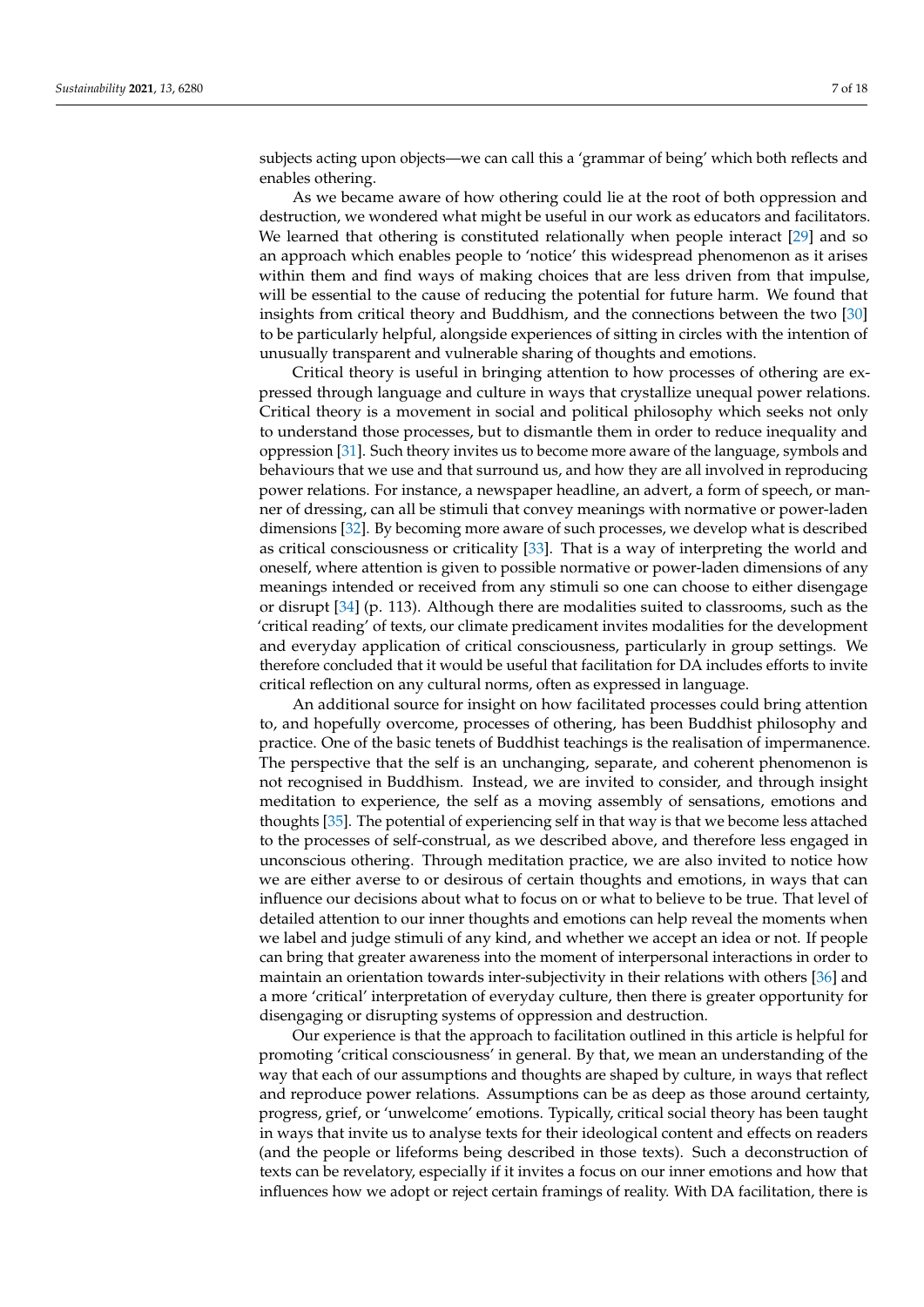subjects acting upon objects—we can call this a 'grammar of being' which both reflects and enables othering.

As we became aware of how othering could lie at the root of both oppression and destruction, we wondered what might be useful in our work as educators and facilitators. We learned that othering is constituted relationally when people interact [29] and so an approach which enables people to 'notice' this widespread phenomenon as it arises within them and find ways of making choices that are less driven from that impulse, will be essential to the cause of reducing the potential for future harm. We found that insights from critical theory and Buddhism, and the connections between the two [30] to be particularly helpful, alongside experiences of sitting in circles with the intention of unusually transparent and vulnerable sharing of thoughts and emotions.

Critical theory is useful in bringing attention to how processes of othering are expressed through language and culture in ways that crystallize unequal power relations. Critical theory is a movement in social and political philosophy which seeks not only to understand those processes, but to dismantle them in order to reduce inequality and oppression [31]. Such theory invites us to become more aware of the language, symbols and behaviours that we use and that surround us, and how they are all involved in reproducing power relations. For instance, a newspaper headline, an advert, a form of speech, or manner of dressing, can all be stimuli that convey meanings with normative or power-laden dimensions [32]. By becoming more aware of such processes, we develop what is described as critical consciousness or criticality [33]. That is a way of interpreting the world and oneself, where attention is given to possible normative or power-laden dimensions of any meanings intended or received from any stimuli so one can choose to either disengage or disrupt [34] (p. 113). Although there are modalities suited to classrooms, such as the 'critical reading' of texts, our climate predicament invites modalities for the development and everyday application of critical consciousness, particularly in group settings. We therefore concluded that it would be useful that facilitation for DA includes efforts to invite critical reflection on any cultural norms, often as expressed in language.

An additional source for insight on how facilitated processes could bring attention to, and hopefully overcome, processes of othering, has been Buddhist philosophy and practice. One of the basic tenets of Buddhist teachings is the realisation of impermanence. The perspective that the self is an unchanging, separate, and coherent phenomenon is not recognised in Buddhism. Instead, we are invited to consider, and through insight meditation to experience, the self as a moving assembly of sensations, emotions and thoughts [35]. The potential of experiencing self in that way is that we become less attached to the processes of self-construal, as we described above, and therefore less engaged in unconscious othering. Through meditation practice, we are also invited to notice how we are either averse to or desirous of certain thoughts and emotions, in ways that can influence our decisions about what to focus on or what to believe to be true. That level of detailed attention to our inner thoughts and emotions can help reveal the moments when we label and judge stimuli of any kind, and whether we accept an idea or not. If people can bring that greater awareness into the moment of interpersonal interactions in order to maintain an orientation towards inter-subjectivity in their relations with others [36] and a more 'critical' interpretation of everyday culture, then there is greater opportunity for disengaging or disrupting systems of oppression and destruction.

Our experience is that the approach to facilitation outlined in this article is helpful for promoting 'critical consciousness' in general. By that, we mean an understanding of the way that each of our assumptions and thoughts are shaped by culture, in ways that reflect and reproduce power relations. Assumptions can be as deep as those around certainty, progress, grief, or 'unwelcome' emotions. Typically, critical social theory has been taught in ways that invite us to analyse texts for their ideological content and effects on readers (and the people or lifeforms being described in those texts). Such a deconstruction of texts can be revelatory, especially if it invites a focus on our inner emotions and how that influences how we adopt or reject certain framings of reality. With DA facilitation, there is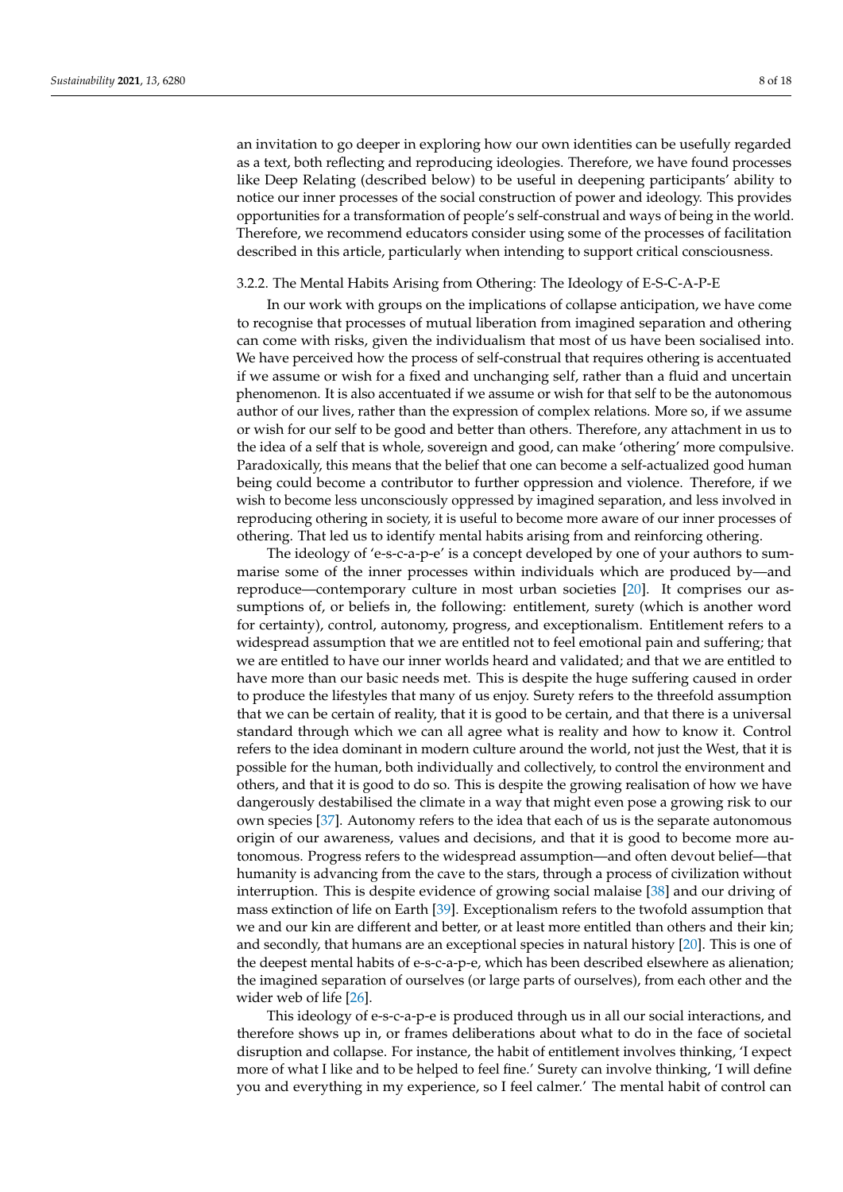an invitation to go deeper in exploring how our own identities can be usefully regarded as a text, both reflecting and reproducing ideologies. Therefore, we have found processes like Deep Relating (described below) to be useful in deepening participants' ability to notice our inner processes of the social construction of power and ideology. This provides opportunities for a transformation of people's self-construal and ways of being in the world. Therefore, we recommend educators consider using some of the processes of facilitation described in this article, particularly when intending to support critical consciousness.

#### 3.2.2. The Mental Habits Arising from Othering: The Ideology of E-S-C-A-P-E

In our work with groups on the implications of collapse anticipation, we have come to recognise that processes of mutual liberation from imagined separation and othering can come with risks, given the individualism that most of us have been socialised into. We have perceived how the process of self-construal that requires othering is accentuated if we assume or wish for a fixed and unchanging self, rather than a fluid and uncertain phenomenon. It is also accentuated if we assume or wish for that self to be the autonomous author of our lives, rather than the expression of complex relations. More so, if we assume or wish for our self to be good and better than others. Therefore, any attachment in us to the idea of a self that is whole, sovereign and good, can make 'othering' more compulsive. Paradoxically, this means that the belief that one can become a self-actualized good human being could become a contributor to further oppression and violence. Therefore, if we wish to become less unconsciously oppressed by imagined separation, and less involved in reproducing othering in society, it is useful to become more aware of our inner processes of othering. That led us to identify mental habits arising from and reinforcing othering.

The ideology of 'e-s-c-a-p-e' is a concept developed by one of your authors to summarise some of the inner processes within individuals which are produced by—and reproduce—contemporary culture in most urban societies [20]. It comprises our assumptions of, or beliefs in, the following: entitlement, surety (which is another word for certainty), control, autonomy, progress, and exceptionalism. Entitlement refers to a widespread assumption that we are entitled not to feel emotional pain and suffering; that we are entitled to have our inner worlds heard and validated; and that we are entitled to have more than our basic needs met. This is despite the huge suffering caused in order to produce the lifestyles that many of us enjoy. Surety refers to the threefold assumption that we can be certain of reality, that it is good to be certain, and that there is a universal standard through which we can all agree what is reality and how to know it. Control refers to the idea dominant in modern culture around the world, not just the West, that it is possible for the human, both individually and collectively, to control the environment and others, and that it is good to do so. This is despite the growing realisation of how we have dangerously destabilised the climate in a way that might even pose a growing risk to our own species [37]. Autonomy refers to the idea that each of us is the separate autonomous origin of our awareness, values and decisions, and that it is good to become more autonomous. Progress refers to the widespread assumption—and often devout belief—that humanity is advancing from the cave to the stars, through a process of civilization without interruption. This is despite evidence of growing social malaise [38] and our driving of mass extinction of life on Earth [39]. Exceptionalism refers to the twofold assumption that we and our kin are different and better, or at least more entitled than others and their kin; and secondly, that humans are an exceptional species in natural history [20]. This is one of the deepest mental habits of e-s-c-a-p-e, which has been described elsewhere as alienation; the imagined separation of ourselves (or large parts of ourselves), from each other and the wider web of life [26].

This ideology of e-s-c-a-p-e is produced through us in all our social interactions, and therefore shows up in, or frames deliberations about what to do in the face of societal disruption and collapse. For instance, the habit of entitlement involves thinking, 'I expect more of what I like and to be helped to feel fine.' Surety can involve thinking, 'I will define you and everything in my experience, so I feel calmer.' The mental habit of control can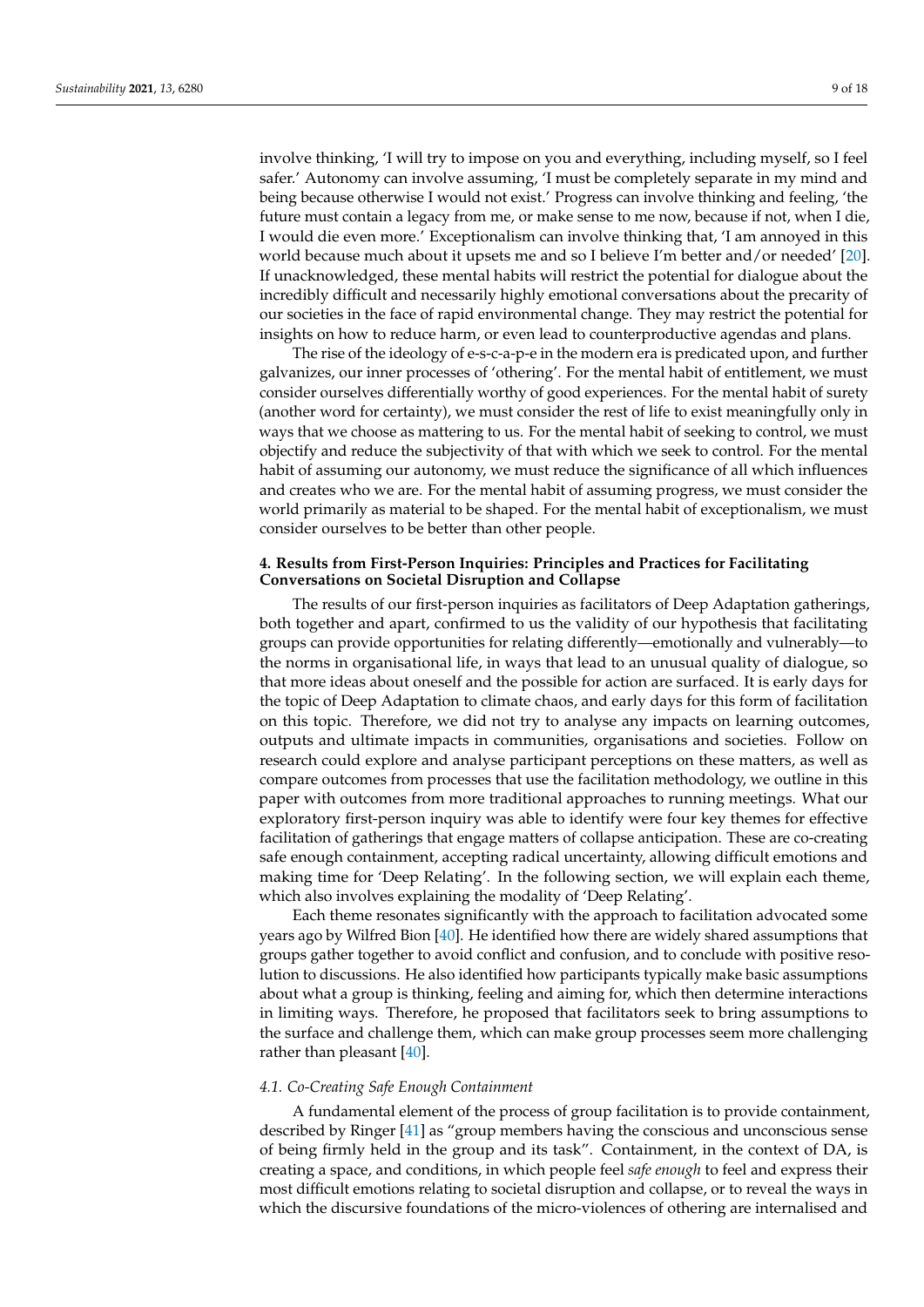involve thinking, 'I will try to impose on you and everything, including myself, so I feel safer.' Autonomy can involve assuming, 'I must be completely separate in my mind and being because otherwise I would not exist.' Progress can involve thinking and feeling, 'the future must contain a legacy from me, or make sense to me now, because if not, when I die, I would die even more.' Exceptionalism can involve thinking that, 'I am annoyed in this world because much about it upsets me and so I believe I'm better and/or needed' [20]. If unacknowledged, these mental habits will restrict the potential for dialogue about the incredibly difficult and necessarily highly emotional conversations about the precarity of our societies in the face of rapid environmental change. They may restrict the potential for insights on how to reduce harm, or even lead to counterproductive agendas and plans.

The rise of the ideology of e-s-c-a-p-e in the modern era is predicated upon, and further galvanizes, our inner processes of 'othering'. For the mental habit of entitlement, we must consider ourselves differentially worthy of good experiences. For the mental habit of surety (another word for certainty), we must consider the rest of life to exist meaningfully only in ways that we choose as mattering to us. For the mental habit of seeking to control, we must objectify and reduce the subjectivity of that with which we seek to control. For the mental habit of assuming our autonomy, we must reduce the significance of all which influences and creates who we are. For the mental habit of assuming progress, we must consider the world primarily as material to be shaped. For the mental habit of exceptionalism, we must consider ourselves to be better than other people.

## 4. Results from First-Person Inquiries: Principles and Practices for Facilitating Conversations on Societal Disruption and Collapse

The results of our first-person inquiries as facilitators of Deep Adaptation gatherings, both together and apart, confirmed to us the validity of our hypothesis that facilitating groups can provide opportunities for relating differently—emotionally and vulnerably—to the norms in organisational life, in ways that lead to an unusual quality of dialogue, so that more ideas about oneself and the possible for action are surfaced. It is early days for the topic of Deep Adaptation to climate chaos, and early days for this form of facilitation on this topic. Therefore, we did not try to analyse any impacts on learning outcomes, outputs and ultimate impacts in communities, organisations and societies. Follow on research could explore and analyse participant perceptions on these matters, as well as compare outcomes from processes that use the facilitation methodology, we outline in this paper with outcomes from more traditional approaches to running meetings. What our exploratory first-person inquiry was able to identify were four key themes for effective facilitation of gatherings that engage matters of collapse anticipation. These are co-creating safe enough containment, accepting radical uncertainty, allowing difficult emotions and making time for 'Deep Relating'. In the following section, we will explain each theme, which also involves explaining the modality of 'Deep Relating'.

Each theme resonates significantly with the approach to facilitation advocated some years ago by Wilfred Bion [40]. He identified how there are widely shared assumptions that groups gather together to avoid conflict and confusion, and to conclude with positive resolution to discussions. He also identified how participants typically make basic assumptions about what a group is thinking, feeling and aiming for, which then determine interactions in limiting ways. Therefore, he proposed that facilitators seek to bring assumptions to the surface and challenge them, which can make group processes seem more challenging rather than pleasant [40].

### 4.1. Co-Creating Safe Enough Containment

A fundamental element of the process of group facilitation is to provide containment, described by Ringer [41] as "group members having the conscious and unconscious sense of being firmly held in the group and its task". Containment, in the context of DA, is creating a space, and conditions, in which people feel *safe enough* to feel and express their most difficult emotions relating to societal disruption and collapse, or to reveal the ways in which the discursive foundations of the micro-violences of othering are internalised and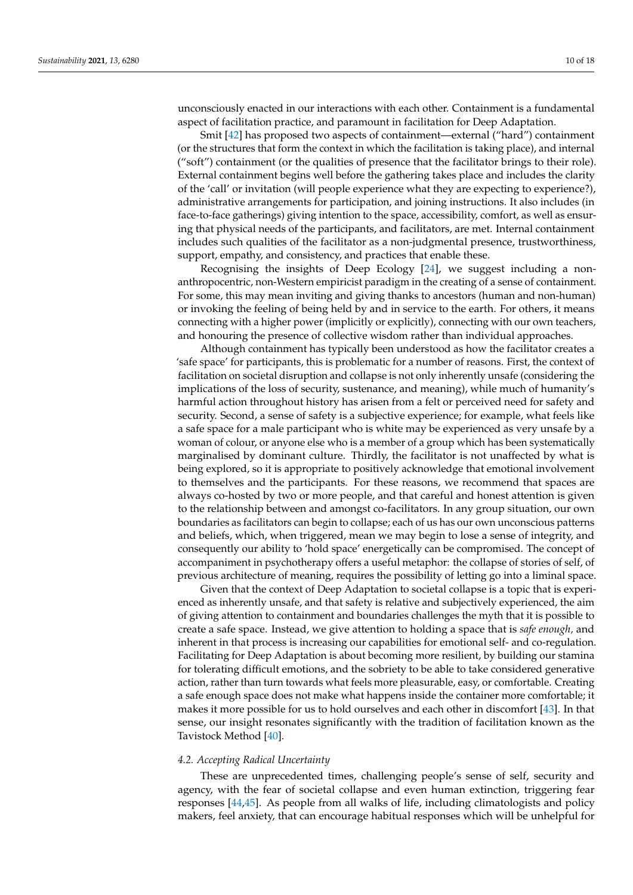unconsciously enacted in our interactions with each other. Containment is a fundamental aspect of facilitation practice, and paramount in facilitation for Deep Adaptation.

Smit [42] has proposed two aspects of containment—external ("hard") containment (or the structures that form the context in which the facilitation is taking place), and internal ("soft") containment (or the qualities of presence that the facilitator brings to their role). External containment begins well before the gathering takes place and includes the clarity of the 'call' or invitation (will people experience what they are expecting to experience?), administrative arrangements for participation, and joining instructions. It also includes (in face-to-face gatherings) giving intention to the space, accessibility, comfort, as well as ensuring that physical needs of the participants, and facilitators, are met. Internal containment includes such qualities of the facilitator as a non-judgmental presence, trustworthiness, support, empathy, and consistency, and practices that enable these.

Recognising the insights of Deep Ecology [24], we suggest including a non-anthropocentric, non-Western empiricist paradigm in the creating of a sense of containment. For some, this may mean inviting and giving thanks to ancestors (human and non-human) or invoking the feeling of being held by and in service to the earth. For others, it means connecting with a higher power (implicitly or explicitly), connecting with our own teachers, and honouring the presence of collective wisdom rather than individual approaches.

Although containment has typically been understood as how the facilitator creates a 'safe space' for participants, this is problematic for a number of reasons. First, the context of facilitation on societal disruption and collapse is not only inherently unsafe (considering the implications of the loss of security, sustenance, and meaning), while much of humanity's harmful action throughout history has arisen from a felt or perceived need for safety and security. Second, a sense of safety is a subjective experience; for example, what feels like a safe space for a male participant who is white may be experienced as very unsafe by a woman of colour, or anyone else who is a member of a group which has been systematically marginalised by dominant culture. Thirdly, the facilitator is not unaffected by what is being explored, so it is appropriate to positively acknowledge that emotional involvement to themselves and the participants. For these reasons, we recommend that spaces are always co-hosted by two or more people, and that careful and honest attention is given to the relationship between and amongst co-facilitators. In any group situation, our own boundaries as facilitators can begin to collapse; each of us has our own unconscious patterns and beliefs, which, when triggered, mean we may begin to lose a sense of integrity, and consequently our ability to 'hold space' energetically can be compromised. The concept of accompaniment in psychotherapy offers a useful metaphor: the collapse of stories of self, of previous architecture of meaning, requires the possibility of letting go into a liminal space.

Given that the context of Deep Adaptation to societal collapse is a topic that is experienced as inherently unsafe, and that safety is relative and subjectively experienced, the aim of giving attention to containment and boundaries challenges the myth that it is possible to create a safe space. Instead, we give attention to holding a space that is *safe enough,* and inherent in that process is increasing our capabilities for emotional self- and co-regulation. Facilitating for Deep Adaptation is about becoming more resilient, by building our stamina for tolerating difficult emotions, and the sobriety to be able to take considered generative action, rather than turn towards what feels more pleasurable, easy, or comfortable. Creating a safe enough space does not make what happens inside the container more comfortable; it makes it more possible for us to hold ourselves and each other in discomfort [43]. In that sense, our insight resonates significantly with the tradition of facilitation known as the Tavistock Method [40].

### 4.2. Accepting Radical Uncertainty

These are unprecedented times, challenging people's sense of self, security and agency, with the fear of societal collapse and even human extinction, triggering fear responses [44,45]. As people from all walks of life, including climatologists and policy makers, feel anxiety, that can encourage habitual responses which will be unhelpful for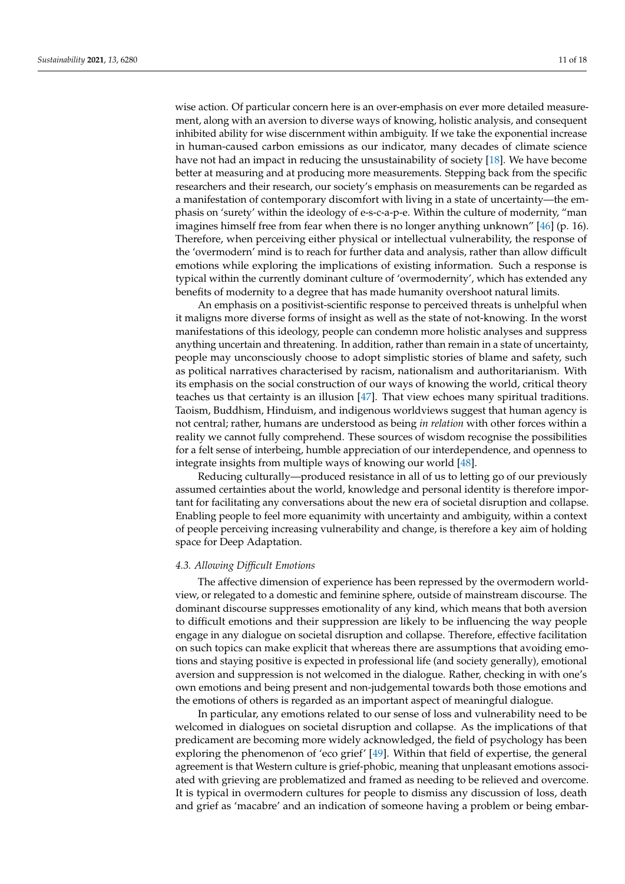wise action. Of particular concern here is an over-emphasis on ever more detailed measurement, along with an aversion to diverse ways of knowing, holistic analysis, and consequent inhibited ability for wise discernment within ambiguity. If we take the exponential increase in human-caused carbon emissions as our indicator, many decades of climate science have not had an impact in reducing the unsustainability of society [18]. We have become better at measuring and at producing more measurements. Stepping back from the specific researchers and their research, our society's emphasis on measurements can be regarded as a manifestation of contemporary discomfort with living in a state of uncertainty—the emphasis on 'surety' within the ideology of e-s-c-a-p-e. Within the culture of modernity, "man imagines himself free from fear when there is no longer anything unknown" [46] (p. 16). Therefore, when perceiving either physical or intellectual vulnerability, the response of the 'overmodern' mind is to reach for further data and analysis, rather than allow difficult emotions while exploring the implications of existing information. Such a response is typical within the currently dominant culture of 'overmodernity', which has extended any benefits of modernity to a degree that has made humanity overshoot natural limits.

An emphasis on a positivist-scientific response to perceived threats is unhelpful when it maligns more diverse forms of insight as well as the state of not-knowing. In the worst manifestations of this ideology, people can condemn more holistic analyses and suppress anything uncertain and threatening. In addition, rather than remain in a state of uncertainty, people may unconsciously choose to adopt simplistic stories of blame and safety, such as political narratives characterised by racism, nationalism and authoritarianism. With its emphasis on the social construction of our ways of knowing the world, critical theory teaches us that certainty is an illusion [47]. That view echoes many spiritual traditions. Taoism, Buddhism, Hinduism, and indigenous worldviews suggest that human agency is not central; rather, humans are understood as being *in relation* with other forces within a reality we cannot fully comprehend. These sources of wisdom recognise the possibilities for a felt sense of interbeing, humble appreciation of our interdependence, and openness to integrate insights from multiple ways of knowing our world [48].

Reducing culturally—produced resistance in all of us to letting go of our previously assumed certainties about the world, knowledge and personal identity is therefore important for facilitating any conversations about the new era of societal disruption and collapse. Enabling people to feel more equanimity with uncertainty and ambiguity, within a context of people perceiving increasing vulnerability and change, is therefore a key aim of holding space for Deep Adaptation.

### *4.3. Allowing Difficult Emotions*

The affective dimension of experience has been repressed by the overmodern worldview, or relegated to a domestic and feminine sphere, outside of mainstream discourse. The dominant discourse suppresses emotionality of any kind, which means that both aversion to difficult emotions and their suppression are likely to be influencing the way people engage in any dialogue on societal disruption and collapse. Therefore, effective facilitation on such topics can make explicit that whereas there are assumptions that avoiding emotions and staying positive is expected in professional life (and society generally), emotional aversion and suppression is not welcomed in the dialogue. Rather, checking in with one's own emotions and being present and non-judgemental towards both those emotions and the emotions of others is regarded as an important aspect of meaningful dialogue.

In particular, any emotions related to our sense of loss and vulnerability need to be welcomed in dialogues on societal disruption and collapse. As the implications of that predicament are becoming more widely acknowledged, the field of psychology has been exploring the phenomenon of 'eco grief' [49]. Within that field of expertise, the general agreement is that Western culture is grief-phobic, meaning that unpleasant emotions associated with grieving are problematized and framed as needing to be relieved and overcome. It is typical in overmodern cultures for people to dismiss any discussion of loss, death and grief as 'macabre' and an indication of someone having a problem or being embar-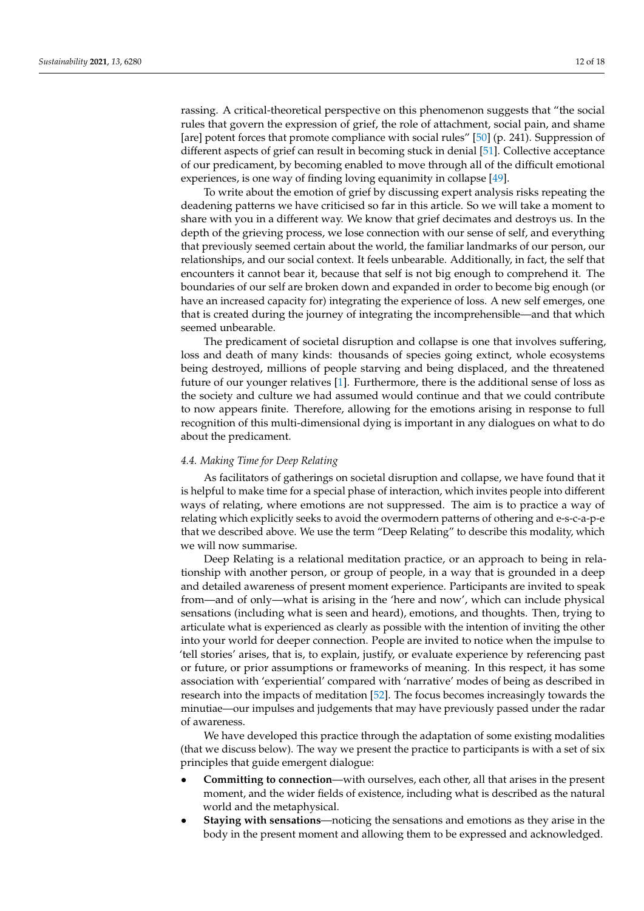rassing. A critical-theoretical perspective on this phenomenon suggests that "the social rules that govern the expression of grief, the role of attachment, social pain, and shame [are] potent forces that promote compliance with social rules" [50] (p. 241). Suppression of different aspects of grief can result in becoming stuck in denial [51]. Collective acceptance of our predicament, by becoming enabled to move through all of the difficult emotional experiences, is one way of finding loving equanimity in collapse [49].

To write about the emotion of grief by discussing expert analysis risks repeating the deadening patterns we have criticised so far in this article. So we will take a moment to share with you in a different way. We know that grief decimates and destroys us. In the depth of the grieving process, we lose connection with our sense of self, and everything that previously seemed certain about the world, the familiar landmarks of our person, our relationships, and our social context. It feels unbearable. Additionally, in fact, the self that encounters it cannot bear it, because that self is not big enough to comprehend it. The boundaries of our self are broken down and expanded in order to become big enough (or have an increased capacity for) integrating the experience of loss. A new self emerges, one that is created during the journey of integrating the incomprehensible—and that which seemed unbearable.

The predicament of societal disruption and collapse is one that involves suffering, loss and death of many kinds: thousands of species going extinct, whole ecosystems being destroyed, millions of people starving and being displaced, and the threatened future of our younger relatives [1]. Furthermore, there is the additional sense of loss as the society and culture we had assumed would continue and that we could contribute to now appears finite. Therefore, allowing for the emotions arising in response to full recognition of this multi-dimensional dying is important in any dialogues on what to do about the predicament.

### 4.4. Making Time for Deep Relating

As facilitators of gatherings on societal disruption and collapse, we have found that it is helpful to make time for a special phase of interaction, which invites people into different ways of relating, where emotions are not suppressed. The aim is to practice a way of relating which explicitly seeks to avoid the overmodern patterns of othering and e-s-c-a-p-e that we described above. We use the term "Deep Relating" to describe this modality, which we will now summarise.

Deep Relating is a relational meditation practice, or an approach to being in relationship with another person, or group of people, in a way that is grounded in a deep and detailed awareness of present moment experience. Participants are invited to speak from—and of only—what is arising in the 'here and now', which can include physical sensations (including what is seen and heard), emotions, and thoughts. Then, trying to articulate what is experienced as clearly as possible with the intention of inviting the other into your world for deeper connection. People are invited to notice when the impulse to 'tell stories' arises, that is, to explain, justify, or evaluate experience by referencing past or future, or prior assumptions or frameworks of meaning. In this respect, it has some association with 'experiential' compared with 'narrative' modes of being as described in research into the impacts of meditation [52]. The focus becomes increasingly towards the minutiae—our impulses and judgements that may have previously passed under the radar of awareness.

We have developed this practice through the adaptation of some existing modalities (that we discuss below). The way we present the practice to participants is with a set of six principles that guide emergent dialogue:

- **Committing to connection**—with ourselves, each other, all that arises in the present moment, and the wider fields of existence, including what is described as the natural world and the metaphysical.
- **Staying with sensations**—noticing the sensations and emotions as they arise in the body in the present moment and allowing them to be expressed and acknowledged.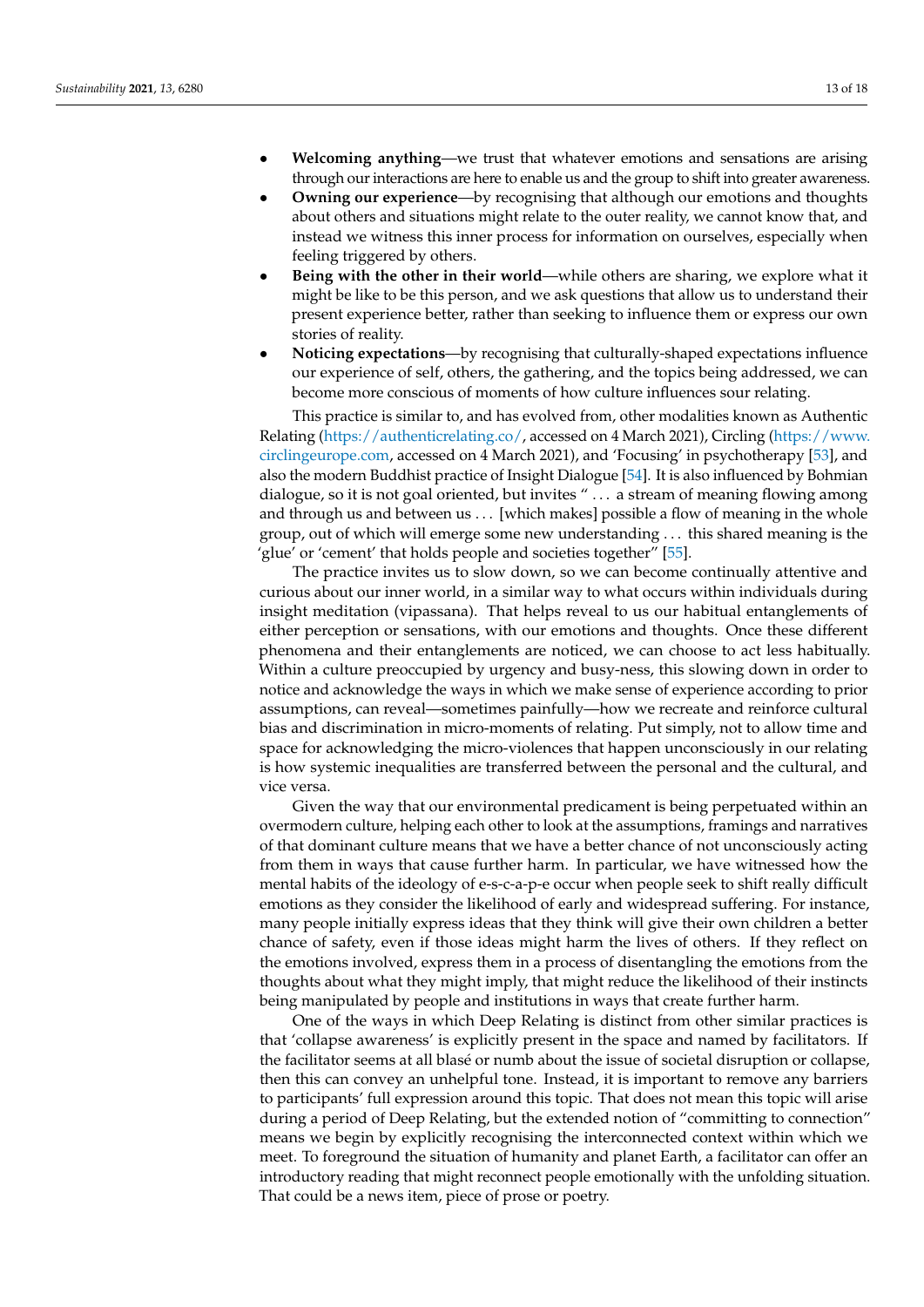- **Welcoming anything**—we trust that whatever emotions and sensations are arising through our interactions are here to enable us and the group to shift into greater awareness.
- **Owning our experience**—by recognising that although our emotions and thoughts about others and situations might relate to the outer reality, we cannot know that, and instead we witness this inner process for information on ourselves, especially when feeling triggered by others.
- **Being with the other in their world**—while others are sharing, we explore what it might be like to be this person, and we ask questions that allow us to understand their present experience better, rather than seeking to influence them or express our own stories of reality.
- **Noticing expectations**—by recognising that culturally-shaped expectations influence our experience of self, others, the gathering, and the topics being addressed, we can become more conscious of moments of how culture influences sour relating.

This practice is similar to, and has evolved from, other modalities known as Authentic Relating (https://authenticrelating.co/, accessed on 4 March 2021), Circling (https://www.circlingeurope.com, accessed on 4 March 2021), and 'Focusing' in psychotherapy [53], and also the modern Buddhist practice of Insight Dialogue [54]. It is also influenced by Bohmian dialogue, so it is not goal oriented, but invites " ... a stream of meaning flowing among and through us and between us ... [which makes] possible a flow of meaning in the whole group, out of which will emerge some new understanding ... this shared meaning is the 'glue' or 'cement' that holds people and societies together" [55].

The practice invites us to slow down, so we can become continually attentive and curious about our inner world, in a similar way to what occurs within individuals during insight meditation (vipassana). That helps reveal to us our habitual entanglements of either perception or sensations, with our emotions and thoughts. Once these different phenomena and their entanglements are noticed, we can choose to act less habitually. Within a culture preoccupied by urgency and busy-ness, this slowing down in order to notice and acknowledge the ways in which we make sense of experience according to prior assumptions, can reveal—sometimes painfully—how we recreate and reinforce cultural bias and discrimination in micro-moments of relating. Put simply, not to allow time and space for acknowledging the micro-violences that happen unconsciously in our relating is how systemic inequalities are transferred between the personal and the cultural, and vice versa.

Given the way that our environmental predicament is being perpetuated within an overmodern culture, helping each other to look at the assumptions, framings and narratives of that dominant culture means that we have a better chance of not unconsciously acting from them in ways that cause further harm. In particular, we have witnessed how the mental habits of the ideology of e-s-c-a-p-e occur when people seek to shift really difficult emotions as they consider the likelihood of early and widespread suffering. For instance, many people initially express ideas that they think will give their own children a better chance of safety, even if those ideas might harm the lives of others. If they reflect on the emotions involved, express them in a process of disentangling the emotions from the thoughts about what they might imply, that might reduce the likelihood of their instincts being manipulated by people and institutions in ways that create further harm.

One of the ways in which Deep Relating is distinct from other similar practices is that 'collapse awareness' is explicitly present in the space and named by facilitators. If the facilitator seems at all blasé or numb about the issue of societal disruption or collapse, then this can convey an unhelpful tone. Instead, it is important to remove any barriers to participants' full expression around this topic. That does not mean this topic will arise during a period of Deep Relating, but the extended notion of "committing to connection" means we begin by explicitly recognising the interconnected context within which we meet. To foreground the situation of humanity and planet Earth, a facilitator can offer an introductory reading that might reconnect people emotionally with the unfolding situation. That could be a news item, piece of prose or poetry.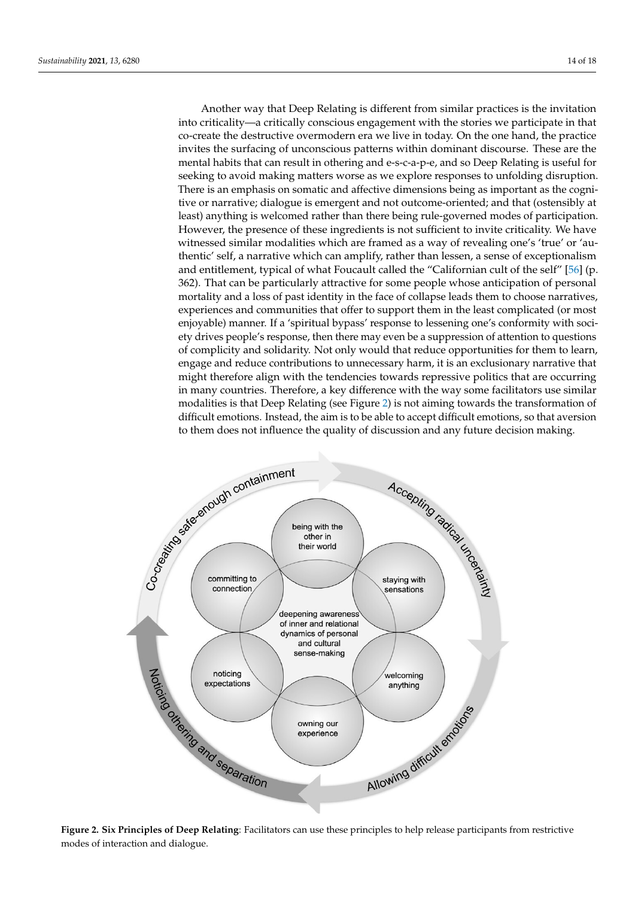Another way that Deep Relating is different from similar practices is the invitation into criticality—a critically conscious engagement with the stories we participate in that co-create the destructive overmodern era we live in today. On the one hand, the practice invites the surfacing of unconscious patterns within dominant discourse. These are the mental habits that can result in othering and e-s-c-a-p-e, and so Deep Relating is useful for seeking to avoid making matters worse as we explore responses to unfolding disruption. There is an emphasis on somatic and affective dimensions being as important as the cognitive or narrative; dialogue is emergent and not outcome-oriented; and that (ostensibly at least) anything is welcomed rather than there being rule-governed modes of participation. However, the presence of these ingredients is not sufficient to invite criticality. We have witnessed similar modalities which are framed as a way of revealing one's 'true' or 'authentic' self, a narrative which can amplify, rather than lessen, a sense of exceptionalism and entitlement, typical of what Foucault called the "Californian cult of the self" [56] (p. 362). That can be particularly attractive for some people whose anticipation of personal mortality and a loss of past identity in the face of collapse leads them to choose narratives, experiences and communities that offer to support them in the least complicated (or most enjoyable) manner. If a 'spiritual bypass' response to lessening one's conformity with society drives people's response, then there may even be a suppression of attention to questions of complicity and solidarity. Not only would that reduce opportunities for them to learn, engage and reduce contributions to unnecessary harm, it is an exclusionary narrative that might therefore align with the tendencies towards repressive politics that are occurring in many countries. Therefore, a key difference with the way some facilitators use similar modalities is that Deep Relating (see Figure 2) is not aiming towards the transformation of difficult emotions. Instead, the aim is to be able to accept difficult emotions, so that aversion to them does not influence the quality of discussion and any future decision making.

**Figure 2. Six Principles of Deep Relating**: Facilitators can use these principles to help release participants from restrictive modes of interaction and dialogue.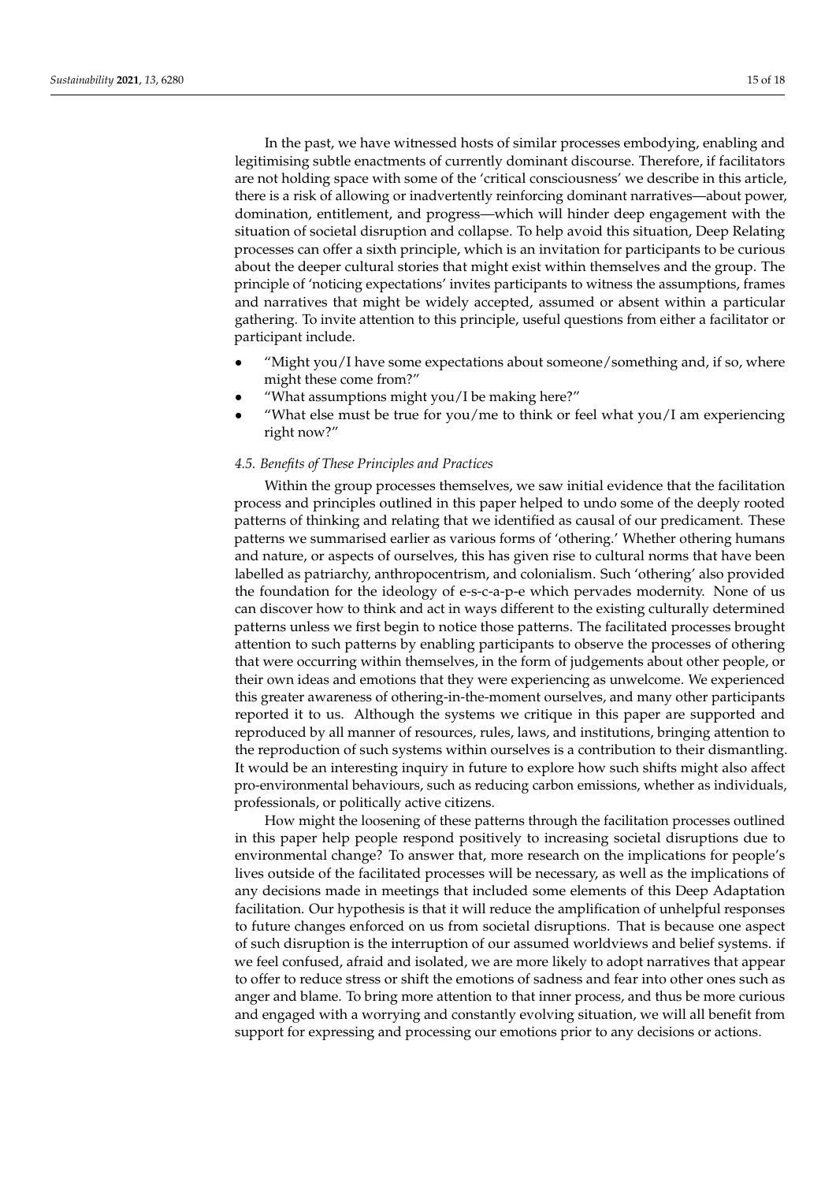In the past, we have witnessed hosts of similar processes embodying, enabling and legitimising subtle enactments of currently dominant discourse. Therefore, if facilitators are not holding space with some of the 'critical consciousness' we describe in this article, there is a risk of allowing or inadvertently reinforcing dominant narratives—about power, domination, entitlement, and progress—which will hinder deep engagement with the situation of societal disruption and collapse. To help avoid this situation, Deep Relating processes can offer a sixth principle, which is an invitation for participants to be curious about the deeper cultural stories that might exist within themselves and the group. The principle of 'noticing expectations' invites participants to witness the assumptions, frames and narratives that might be widely accepted, assumed or absent within a particular gathering. To invite attention to this principle, useful questions from either a facilitator or participant include.

- "Might you/I have some expectations about someone/something and, if so, where might these come from?"
- "What assumptions might you/I be making here?"
- "What else must be true for you/me to think or feel what you/I am experiencing right now?"

### *4.5. Benefits of These Principles and Practices*

Within the group processes themselves, we saw initial evidence that the facilitation process and principles outlined in this paper helped to undo some of the deeply rooted patterns of thinking and relating that we identified as causal of our predicament. These patterns we summarised earlier as various forms of 'othering.' Whether othering humans and nature, or aspects of ourselves, this has given rise to cultural norms that have been labelled as patriarchy, anthropocentrism, and colonialism. Such 'othering' also provided the foundation for the ideology of e-s-c-a-p-e which pervades modernity. None of us can discover how to think and act in ways different to the existing culturally determined patterns unless we first begin to notice those patterns. The facilitated processes brought attention to such patterns by enabling participants to observe the processes of othering that were occurring within themselves, in the form of judgements about other people, or their own ideas and emotions that they were experiencing as unwelcome. We experienced this greater awareness of othering-in-the-moment ourselves, and many other participants reported it to us. Although the systems we critique in this paper are supported and reproduced by all manner of resources, rules, laws, and institutions, bringing attention to the reproduction of such systems within ourselves is a contribution to their dismantling. It would be an interesting inquiry in future to explore how such shifts might also affect pro-environmental behaviours, such as reducing carbon emissions, whether as individuals, professionals, or politically active citizens.

How might the loosening of these patterns through the facilitation processes outlined in this paper help people respond positively to increasing societal disruptions due to environmental change? To answer that, more research on the implications for people's lives outside of the facilitated processes will be necessary, as well as the implications of any decisions made in meetings that included some elements of this Deep Adaptation facilitation. Our hypothesis is that it will reduce the amplification of unhelpful responses to future changes enforced on us from societal disruptions. That is because one aspect of such disruption is the interruption of our assumed worldviews and belief systems. if we feel confused, afraid and isolated, we are more likely to adopt narratives that appear to offer to reduce stress or shift the emotions of sadness and fear into other ones such as anger and blame. To bring more attention to that inner process, and thus be more curious and engaged with a worrying and constantly evolving situation, we will all benefit from support for expressing and processing our emotions prior to any decisions or actions.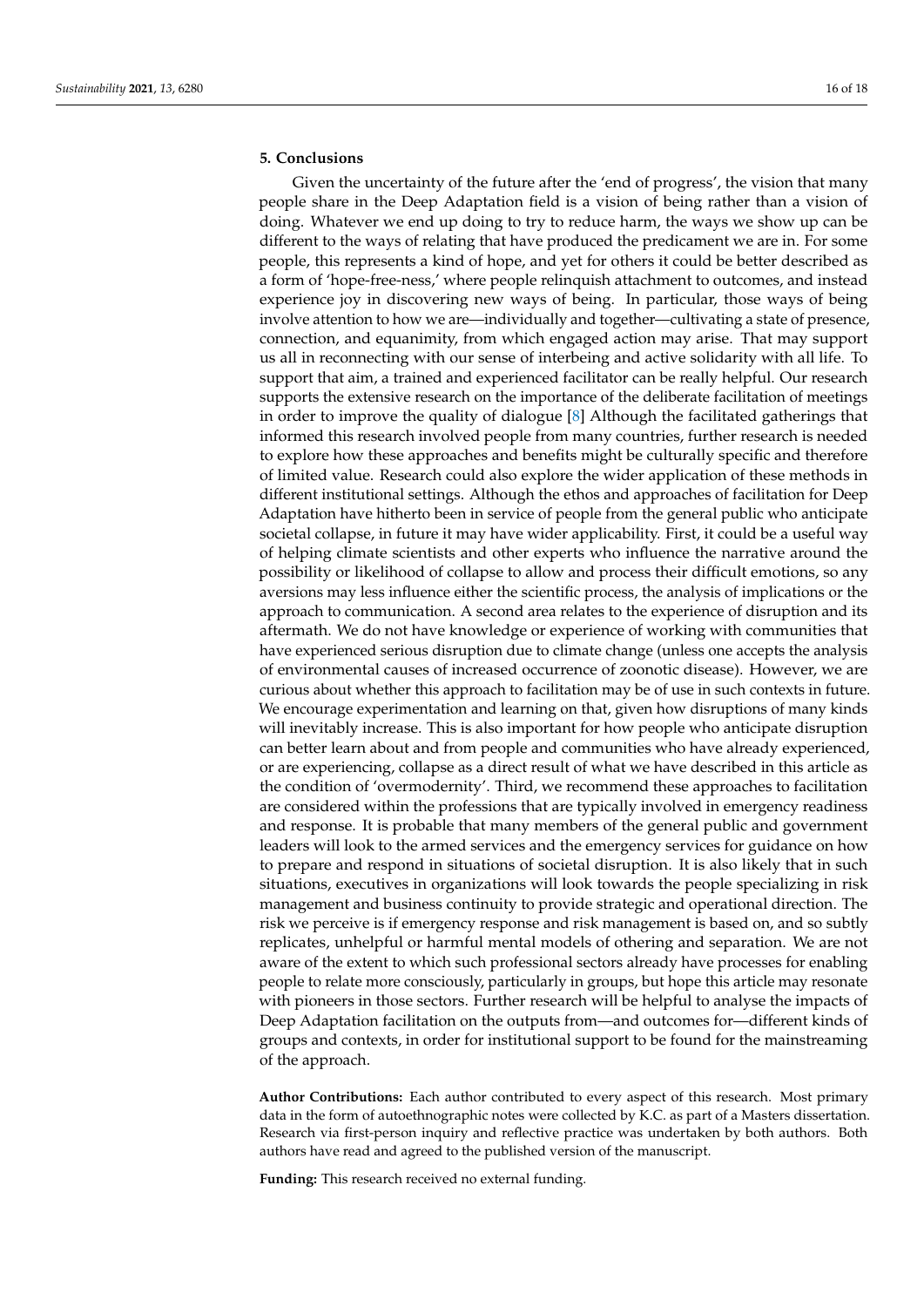## 5. Conclusions

Given the uncertainty of the future after the 'end of progress', the vision that many people share in the Deep Adaptation field is a vision of being rather than a vision of doing. Whatever we end up doing to try to reduce harm, the ways we show up can be different to the ways of relating that have produced the predicament we are in. For some people, this represents a kind of hope, and yet for others it could be better described as a form of 'hope-free-ness,' where people relinquish attachment to outcomes, and instead experience joy in discovering new ways of being. In particular, those ways of being involve attention to how we are—individually and together—cultivating a state of presence, connection, and equanimity, from which engaged action may arise. That may support us all in reconnecting with our sense of interbeing and active solidarity with all life. To support that aim, a trained and experienced facilitator can be really helpful. Our research supports the extensive research on the importance of the deliberate facilitation of meetings in order to improve the quality of dialogue [8] Although the facilitated gatherings that informed this research involved people from many countries, further research is needed to explore how these approaches and benefits might be culturally specific and therefore of limited value. Research could also explore the wider application of these methods in different institutional settings. Although the ethos and approaches of facilitation for Deep Adaptation have hitherto been in service of people from the general public who anticipate societal collapse, in future it may have wider applicability. First, it could be a useful way of helping climate scientists and other experts who influence the narrative around the possibility or likelihood of collapse to allow and process their difficult emotions, so any aversions may less influence either the scientific process, the analysis of implications or the approach to communication. A second area relates to the experience of disruption and its aftermath. We do not have knowledge or experience of working with communities that have experienced serious disruption due to climate change (unless one accepts the analysis of environmental causes of increased occurrence of zoonotic disease). However, we are curious about whether this approach to facilitation may be of use in such contexts in future. We encourage experimentation and learning on that, given how disruptions of many kinds will inevitably increase. This is also important for how people who anticipate disruption can better learn about and from people and communities who have already experienced, or are experiencing, collapse as a direct result of what we have described in this article as the condition of 'overmodernity'. Third, we recommend these approaches to facilitation are considered within the professions that are typically involved in emergency readiness and response. It is probable that many members of the general public and government leaders will look to the armed services and the emergency services for guidance on how to prepare and respond in situations of societal disruption. It is also likely that in such situations, executives in organizations will look towards the people specializing in risk management and business continuity to provide strategic and operational direction. The risk we perceive is if emergency response and risk management is based on, and so subtly replicates, unhelpful or harmful mental models of othering and separation. We are not aware of the extent to which such professional sectors already have processes for enabling people to relate more consciously, particularly in groups, but hope this article may resonate with pioneers in those sectors. Further research will be helpful to analyse the impacts of Deep Adaptation facilitation on the outputs from—and outcomes for—different kinds of groups and contexts, in order for institutional support to be found for the mainstreaming of the approach.

**Author Contributions:** Each author contributed to every aspect of this research. Most primary data in the form of autoethnographic notes were collected by K.C. as part of a Masters dissertation. Research via first-person inquiry and reflective practice was undertaken by both authors. Both authors have read and agreed to the published version of the manuscript.

**Funding:** This research received no external funding.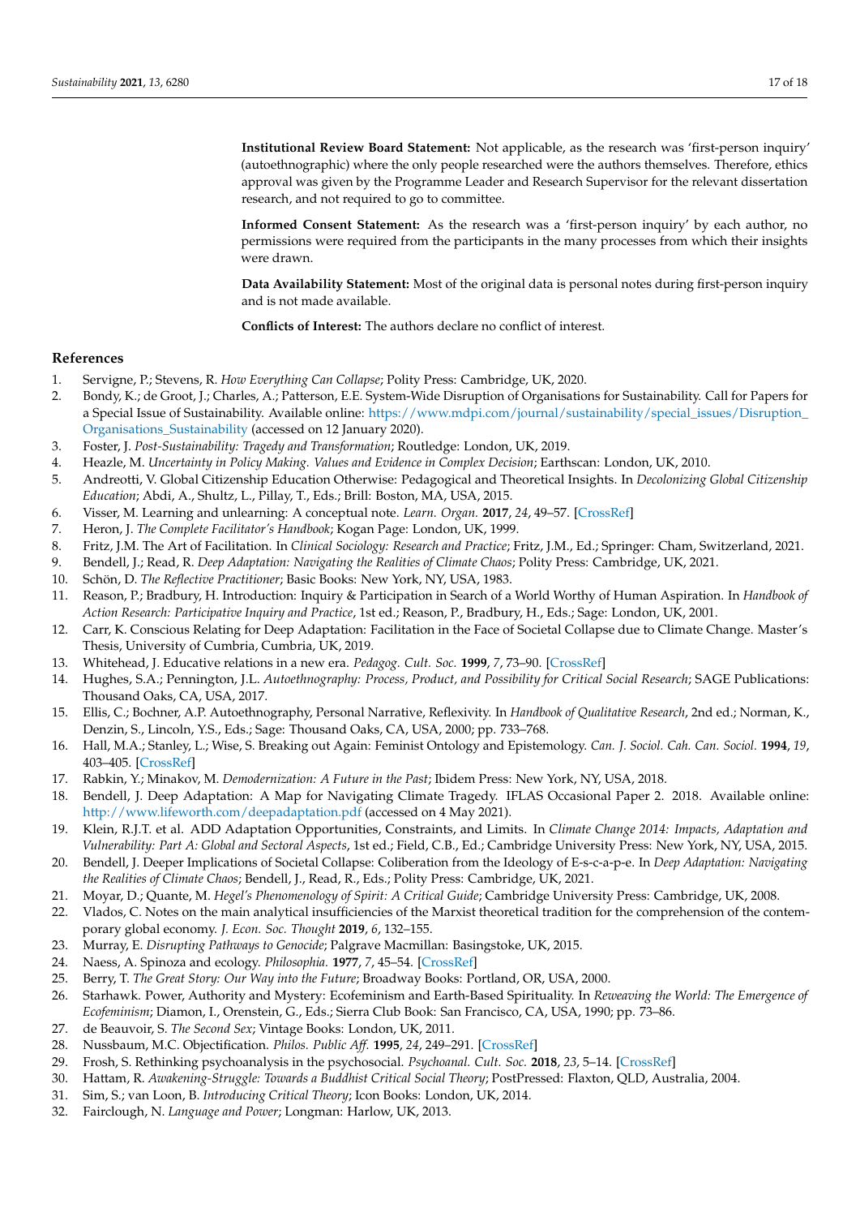**Institutional Review Board Statement:** Not applicable, as the research was 'first-person inquiry' (autoethnographic) where the only people researched were the authors themselves. Therefore, ethics approval was given by the Programme Leader and Research Supervisor for the relevant dissertation research, and not required to go to committee.

**Informed Consent Statement:** As the research was a 'first-person inquiry' by each author, no permissions were required from the participants in the many processes from which their insights were drawn.

**Data Availability Statement:** Most of the original data is personal notes during first-person inquiry and is not made available.

**Conflicts of Interest:** The authors declare no conflict of interest.

## References

1. Servigne, P.; Stevens, R. *How Everything Can Collapse*; Polity Press: Cambridge, UK, 2020.
2. Bondy, K.; de Groot, J.; Charles, A.; Patterson, E.E. System-Wide Disruption of Organisations for Sustainability. Call for Papers for a Special Issue of Sustainability. Available online: https://www.mdpi.com/journal/sustainability/special_issues/Disruption_Organisations_Sustainability (accessed on 12 January 2020).
3. Foster, J. *Post-Sustainability: Tragedy and Transformation*; Routledge: London, UK, 2019.
4. Heazle, M. *Uncertainty in Policy Making. Values and Evidence in Complex Decision*; Earthscan: London, UK, 2010.
5. Andreotti, V. Global Citizenship Education Otherwise: Pedagogical and Theoretical Insights. In *Decolonizing Global Citizenship Education*; Abdi, A., Shultz, L., Pillay, T., Eds.; Brill: Boston, MA, USA, 2015.
6. Visser, M. Learning and unlearning: A conceptual note. *Learn. Organ.* **2017**, *24*, 49–57. [CrossRef]
7. Heron, J. *The Complete Facilitator's Handbook*; Kogan Page: London, UK, 1999.
8. Fritz, J.M. The Art of Facilitation. In *Clinical Sociology: Research and Practice*; Fritz, J.M., Ed.; Springer: Cham, Switzerland, 2021.
9. Bendell, J.; Read, R. *Deep Adaptation: Navigating the Realities of Climate Chaos*; Polity Press: Cambridge, UK, 2021.
10. Schön, D. *The Reflective Practitioner*; Basic Books: New York, NY, USA, 1983.
11. Reason, P.; Bradbury, H. Introduction: Inquiry & Participation in Search of a World Worthy of Human Aspiration. In *Handbook of Action Research: Participative Inquiry and Practice*, 1st ed.; Reason, P., Bradbury, H., Eds.; Sage: London, UK, 2001.
12. Carr, K. Conscious Relating for Deep Adaptation: Facilitation in the Face of Societal Collapse due to Climate Change. Master's Thesis, University of Cumbria, Cumbria, UK, 2019.
13. Whitehead, J. Educative relations in a new era. *Pedagog. Cult. Soc.* **1999**, *7*, 73–90. [CrossRef]
14. Hughes, S.A.; Pennington, J.L. *Autoethnography: Process, Product, and Possibility for Critical Social Research*; SAGE Publications: Thousand Oaks, CA, USA, 2017.
15. Ellis, C.; Bochner, A.P. Autoethnography, Personal Narrative, Reflexivity. In *Handbook of Qualitative Research*, 2nd ed.; Norman, K., Denzin, S., Lincoln, Y.S., Eds.; Sage: Thousand Oaks, CA, USA, 2000; pp. 733–768.
16. Hall, M.A.; Stanley, L.; Wise, S. Breaking out Again: Feminist Ontology and Epistemology. *Can. J. Sociol. Cah. Can. Sociol.* **1994**, *19*, 403–405. [CrossRef]
17. Rabkin, Y.; Minakov, M. *Demodernization: A Future in the Past*; Ibidem Press: New York, NY, USA, 2018.
18. Bendell, J. Deep Adaptation: A Map for Navigating Climate Tragedy. IFLAS Occasional Paper 2. 2018. Available online: http://www.lifeworth.com/deepadaptation.pdf (accessed on 4 May 2021).
19. Klein, R.J.T. et al. ADD Adaptation Opportunities, Constraints, and Limits. In *Climate Change 2014: Impacts, Adaptation and Vulnerability: Part A: Global and Sectoral Aspects*, 1st ed.; Field, C.B., Ed.; Cambridge University Press: New York, NY, USA, 2015.
20. Bendell, J. Deeper Implications of Societal Collapse: Coliberation from the Ideology of E-s-c-a-p-e. In *Deep Adaptation: Navigating the Realities of Climate Chaos*; Bendell, J., Read, R., Eds.; Polity Press: Cambridge, UK, 2021.
21. Moyar, D.; Quante, M. *Hegel's Phenomenology of Spirit: A Critical Guide*; Cambridge University Press: Cambridge, UK, 2008.
22. Vlados, C. Notes on the main analytical insufficiencies of the Marxist theoretical tradition for the comprehension of the contemporary global economy. *J. Econ. Soc. Thought* **2019**, *6*, 132–155.
23. Murray, E. *Disrupting Pathways to Genocide*; Palgrave Macmillan: Basingstoke, UK, 2015.
24. Naess, A. Spinoza and ecology. *Philosophia.* **1977**, *7*, 45–54. [CrossRef]
25. Berry, T. *The Great Story: Our Way into the Future*; Broadway Books: Portland, OR, USA, 2000.
26. Starhawk. Power, Authority and Mystery: Ecofeminism and Earth-Based Spirituality. In *Reweaving the World: The Emergence of Ecofeminism*; Diamon, I., Orenstein, G., Eds.; Sierra Club Book: San Francisco, CA, USA, 1990; pp. 73–86.
27. de Beauvoir, S. *The Second Sex*; Vintage Books: London, UK, 2011.
28. Nussbaum, M.C. Objectification. *Philos. Public Aff.* **1995**, *24*, 249–291. [CrossRef]
29. Frosh, S. Rethinking psychoanalysis in the psychosocial. *Psychoanal. Cult. Soc.* **2018**, *23*, 5–14. [CrossRef]
30. Hattam, R. *Awakening-Struggle: Towards a Buddhist Critical Social Theory*; PostPressed: Flaxton, QLD, Australia, 2004.
31. Sim, S.; van Loon, B. *Introducing Critical Theory*; Icon Books: London, UK, 2014.
32. Fairclough, N. *Language and Power*; Longman: Harlow, UK, 2013.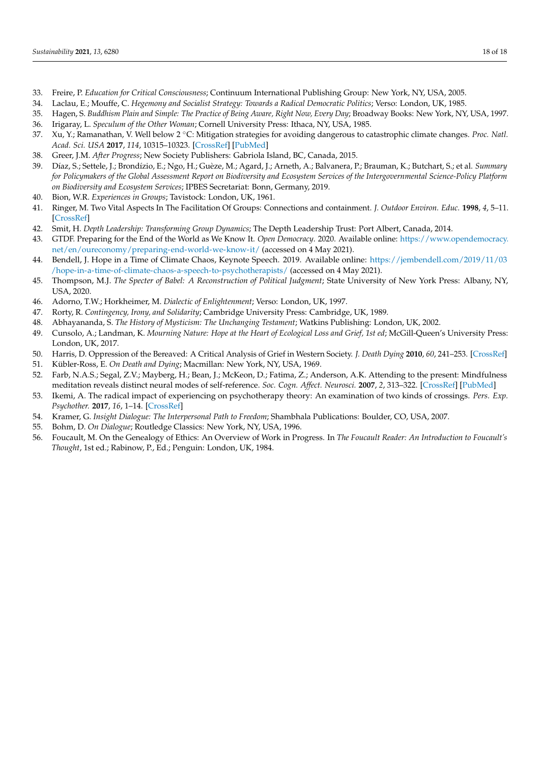33. Freire, P. *Education for Critical Consciousness*; Continuum International Publishing Group: New York, NY, USA, 2005.
34. Laclau, E.; Mouffe, C. *Hegemony and Socialist Strategy: Towards a Radical Democratic Politics*; Verso: London, UK, 1985.
35. Hagen, S. *Buddhism Plain and Simple: The Practice of Being Aware, Right Now, Every Day*; Broadway Books: New York, NY, USA, 1997.
36. Irigaray, L. *Speculum of the Other Woman*; Cornell University Press: Ithaca, NY, USA, 1985.
37. Xu, Y.; Ramanathan, V. Well below 2 °C: Mitigation strategies for avoiding dangerous to catastrophic climate changes. *Proc. Natl. Acad. Sci. USA* **2017**, *114*, 10315–10323. [CrossRef] [PubMed]
38. Greer, J.M. *After Progress*; New Society Publishers: Gabriola Island, BC, Canada, 2015.
39. Díaz, S.; Settele, J.; Brondízio, E.; Ngo, H.; Guèze, M.; Agard, J.; Arneth, A.; Balvanera, P.; Brauman, K.; Butchart, S.; et al. *Summary for Policymakers of the Global Assessment Report on Biodiversity and Ecosystem Services of the Intergovernmental Science-Policy Platform on Biodiversity and Ecosystem Services*; IPBES Secretariat: Bonn, Germany, 2019.
40. Bion, W.R. *Experiences in Groups*; Tavistock: London, UK, 1961.
41. Ringer, M. Two Vital Aspects In The Facilitation Of Groups: Connections and containment. *J. Outdoor Environ. Educ.* **1998**, *4*, 5–11. [CrossRef]
42. Smit, H. *Depth Leadership: Transforming Group Dynamics*; The Depth Leadership Trust: Port Albert, Canada, 2014.
43. GTDF. Preparing for the End of the World as We Know It. *Open Democracy*. 2020. Available online: https://www.opendemocracy.net/en/oureconomy/preparing-end-world-we-know-it/ (accessed on 4 May 2021).
44. Bendell, J. Hope in a Time of Climate Chaos, Keynote Speech. 2019. Available online: https://jembendell.com/2019/11/03/hope-in-a-time-of-climate-chaos-a-speech-to-psychotherapists/ (accessed on 4 May 2021).
45. Thompson, M.J. *The Specter of Babel: A Reconstruction of Political Judgment*; State University of New York Press: Albany, NY, USA, 2020.
46. Adorno, T.W.; Horkheimer, M. *Dialectic of Enlightenment*; Verso: London, UK, 1997.
47. Rorty, R. *Contingency, Irony, and Solidarity*; Cambridge University Press: Cambridge, UK, 1989.
48. Abhayananda, S. *The History of Mysticism: The Unchanging Testament*; Watkins Publishing: London, UK, 2002.
49. Cunsolo, A.; Landman, K. *Mourning Nature: Hope at the Heart of Ecological Loss and Grief, 1st ed*; McGill-Queen's University Press: London, UK, 2017.
50. Harris, D. Oppression of the Bereaved: A Critical Analysis of Grief in Western Society. *J. Death Dying* **2010**, *60*, 241–253. [CrossRef]
51. Kübler-Ross, E. *On Death and Dying*; Macmillan: New York, NY, USA, 1969.
52. Farb, N.A.S.; Segal, Z.V.; Mayberg, H.; Bean, J.; McKeon, D.; Fatima, Z.; Anderson, A.K. Attending to the present: Mindfulness meditation reveals distinct neural modes of self-reference. *Soc. Cogn. Affect. Neurosci.* **2007**, *2*, 313–322. [CrossRef] [PubMed]
53. Ikemi, A. The radical impact of experiencing on psychotherapy theory: An examination of two kinds of crossings. *Pers. Exp. Psychother.* **2017**, *16*, 1–14. [CrossRef]
54. Kramer, G. *Insight Dialogue: The Interpersonal Path to Freedom*; Shambhala Publications: Boulder, CO, USA, 2007.
55. Bohm, D. *On Dialogue*; Routledge Classics: New York, NY, USA, 1996.
56. Foucault, M. On the Genealogy of Ethics: An Overview of Work in Progress. In *The Foucault Reader: An Introduction to Foucault's Thought*, 1st ed.; Rabinow, P., Ed.; Penguin: London, UK, 1984.